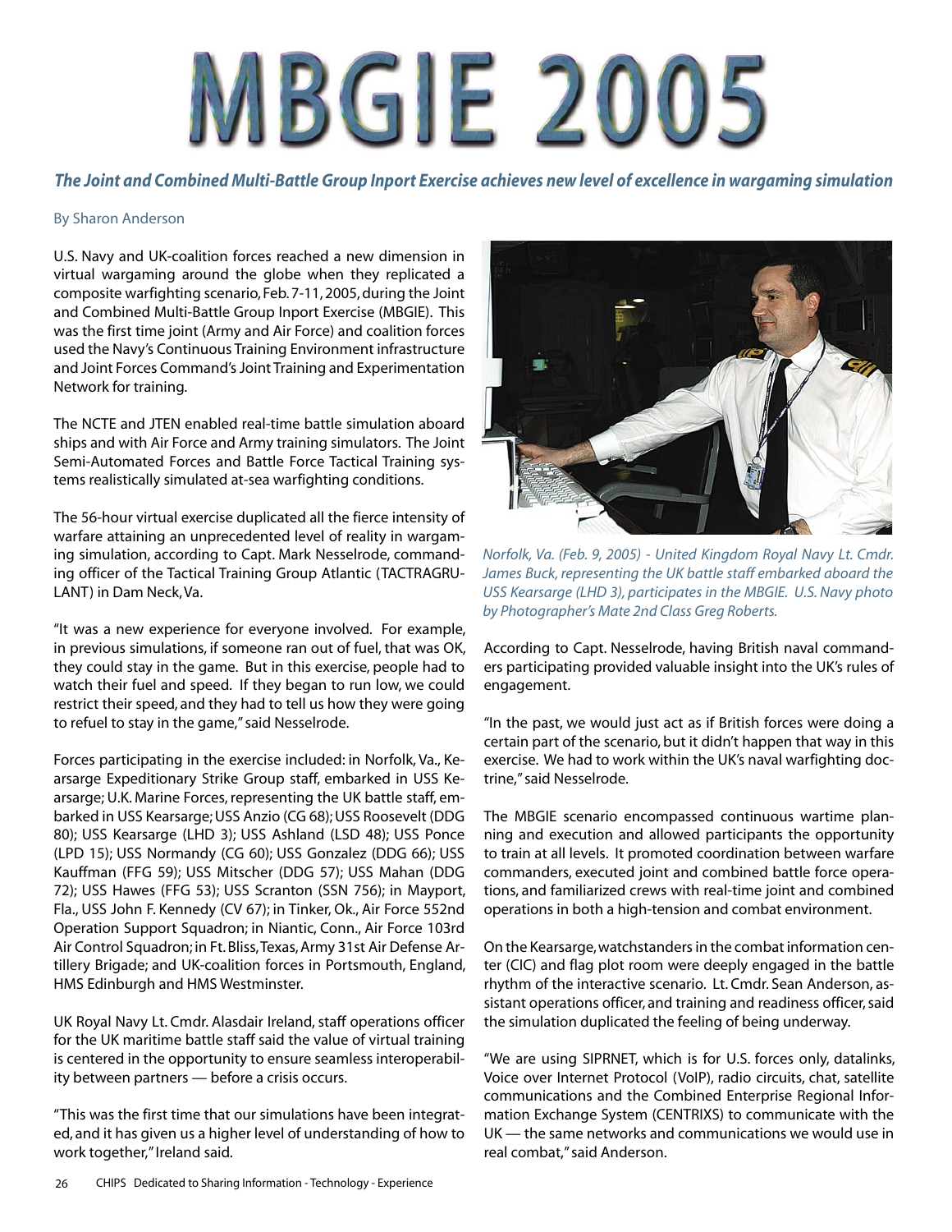# MBGIE 2005

***The Joint and Combined Multi-Battle Group Inport Exercise achieves new level of excellence in wargaming simulation***

By Sharon Anderson

U.S. Navy and UK-coalition forces reached a new dimension in virtual wargaming around the globe when they replicated a composite warfighting scenario, Feb. 7-11, 2005, during the Joint and Combined Multi-Battle Group Inport Exercise (MBGIE). This was the first time joint (Army and Air Force) and coalition forces used the Navy's Continuous Training Environment infrastructure and Joint Forces Command's Joint Training and Experimentation Network for training.

The NCTE and JTEN enabled real-time battle simulation aboard ships and with Air Force and Army training simulators. The Joint Semi-Automated Forces and Battle Force Tactical Training systems realistically simulated at-sea warfighting conditions.

The 56-hour virtual exercise duplicated all the fierce intensity of warfare attaining an unprecedented level of reality in wargaming simulation, according to Capt. Mark Nesselrode, commanding officer of the Tactical Training Group Atlantic (TACTRAGRULANT) in Dam Neck, Va.

"It was a new experience for everyone involved. For example, in previous simulations, if someone ran out of fuel, that was OK, they could stay in the game. But in this exercise, people had to watch their fuel and speed. If they began to run low, we could restrict their speed, and they had to tell us how they were going to refuel to stay in the game," said Nesselrode.

Forces participating in the exercise included: in Norfolk, Va., Kearsarge Expeditionary Strike Group staff, embarked in USS Kearsarge; U.K. Marine Forces, representing the UK battle staff, embarked in USS Kearsarge; USS Anzio (CG 68); USS Roosevelt (DDG 80); USS Kearsarge (LHD 3); USS Ashland (LSD 48); USS Ponce (LPD 15); USS Normandy (CG 60); USS Gonzalez (DDG 66); USS Kauffman (FFG 59); USS Mitscher (DDG 57); USS Mahan (DDG 72); USS Hawes (FFG 53); USS Scranton (SSN 756); in Mayport, Fla., USS John F. Kennedy (CV 67); in Tinker, Ok., Air Force 552nd Operation Support Squadron; in Niantic, Conn., Air Force 103rd Air Control Squadron; in Ft. Bliss, Texas, Army 31st Air Defense Artillery Brigade; and UK-coalition forces in Portsmouth, England, HMS Edinburgh and HMS Westminster.

UK Royal Navy Lt. Cmdr. Alasdair Ireland, staff operations officer for the UK maritime battle staff said the value of virtual training is centered in the opportunity to ensure seamless interoperability between partners — before a crisis occurs.

"This was the first time that our simulations have been integrated, and it has given us a higher level of understanding of how to work together," Ireland said.

*Norfolk, Va. (Feb. 9, 2005) - United Kingdom Royal Navy Lt. Cmdr. James Buck, representing the UK battle staff embarked aboard the USS Kearsarge (LHD 3), participates in the MBGIE. U.S. Navy photo by Photographer's Mate 2nd Class Greg Roberts.*

According to Capt. Nesselrode, having British naval commanders participating provided valuable insight into the UK's rules of engagement.

"In the past, we would just act as if British forces were doing a certain part of the scenario, but it didn't happen that way in this exercise. We had to work within the UK's naval warfighting doctrine," said Nesselrode.

The MBGIE scenario encompassed continuous wartime planning and execution and allowed participants the opportunity to train at all levels. It promoted coordination between warfare commanders, executed joint and combined battle force operations, and familiarized crews with real-time joint and combined operations in both a high-tension and combat environment.

On the Kearsarge, watchstanders in the combat information center (CIC) and flag plot room were deeply engaged in the battle rhythm of the interactive scenario. Lt. Cmdr. Sean Anderson, assistant operations officer, and training and readiness officer, said the simulation duplicated the feeling of being underway.

"We are using SIPRNET, which is for U.S. forces only, datalinks, Voice over Internet Protocol (VoIP), radio circuits, chat, satellite communications and the Combined Enterprise Regional Information Exchange System (CENTRIXS) to communicate with the UK — the same networks and communications we would use in real combat," said Anderson.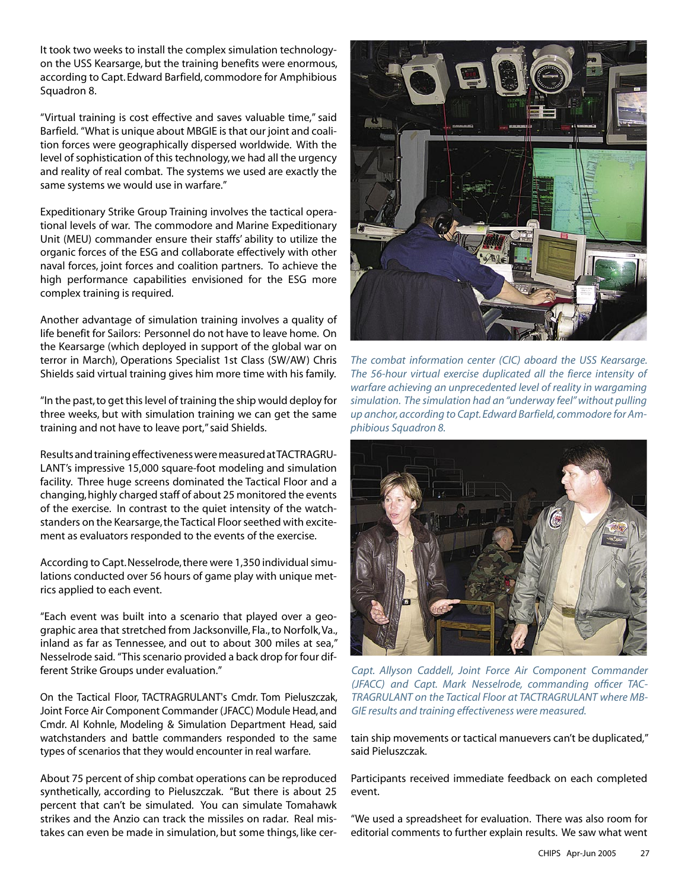It took two weeks to install the complex simulation technology-on the USS Kearsarge, but the training benefits were enormous, according to Capt. Edward Barfield, commodore for Amphibious Squadron 8.

"Virtual training is cost effective and saves valuable time," said Barfield. "What is unique about MBGIE is that our joint and coalition forces were geographically dispersed worldwide. With the level of sophistication of this technology, we had all the urgency and reality of real combat. The systems we used are exactly the same systems we would use in warfare."

Expeditionary Strike Group Training involves the tactical operational levels of war. The commodore and Marine Expeditionary Unit (MEU) commander ensure their staffs' ability to utilize the organic forces of the ESG and collaborate effectively with other naval forces, joint forces and coalition partners. To achieve the high performance capabilities envisioned for the ESG more complex training is required.

Another advantage of simulation training involves a quality of life benefit for Sailors: Personnel do not have to leave home. On the Kearsarge (which deployed in support of the global war on terror in March), Operations Specialist 1st Class (SW/AW) Chris Shields said virtual training gives him more time with his family.

"In the past, to get this level of training the ship would deploy for three weeks, but with simulation training we can get the same training and not have to leave port," said Shields.

Results and training effectiveness were measured at TACTRAGRULANT's impressive 15,000 square-foot modeling and simulation facility. Three huge screens dominated the Tactical Floor and a changing, highly charged staff of about 25 monitored the events of the exercise. In contrast to the quiet intensity of the watchstanders on the Kearsarge, the Tactical Floor seethed with excitement as evaluators responded to the events of the exercise.

According to Capt. Nesselrode, there were 1,350 individual simulations conducted over 56 hours of game play with unique metrics applied to each event.

"Each event was built into a scenario that played over a geographic area that stretched from Jacksonville, Fla., to Norfolk, Va., inland as far as Tennessee, and out to about 300 miles at sea," Nesselrode said. "This scenario provided a back drop for four different Strike Groups under evaluation."

On the Tactical Floor, TACTRAGRULANT's Cmdr. Tom Pieluszczak, Joint Force Air Component Commander (JFACC) Module Head, and Cmdr. Al Kohnle, Modeling & Simulation Department Head, said watchstanders and battle commanders responded to the same types of scenarios that they would encounter in real warfare.

About 75 percent of ship combat operations can be reproduced synthetically, according to Pieluszczak. "But there is about 25 percent that can't be simulated. You can simulate Tomahawk strikes and the Anzio can track the missiles on radar. Real mistakes can even be made in simulation, but some things, like certain ship movements or tactical manuevers can't be duplicated," said Pieluszczak.

*The combat information center (CIC) aboard the USS Kearsarge. The 56-hour virtual exercise duplicated all the fierce intensity of warfare achieving an unprecedented level of reality in wargaming simulation. The simulation had an "underway feel" without pulling up anchor, according to Capt. Edward Barfield, commodore for Amphibious Squadron 8.*

*Capt. Allyson Caddell, Joint Force Air Component Commander (JFACC) and Capt. Mark Nesselrode, commanding officer TACTRAGRULANT on the Tactical Floor at TACTRAGRULANT where MBGIE results and training effectiveness were measured.*

Participants received immediate feedback on each completed event.

"We used a spreadsheet for evaluation. There was also room for editorial comments to further explain results. We saw what went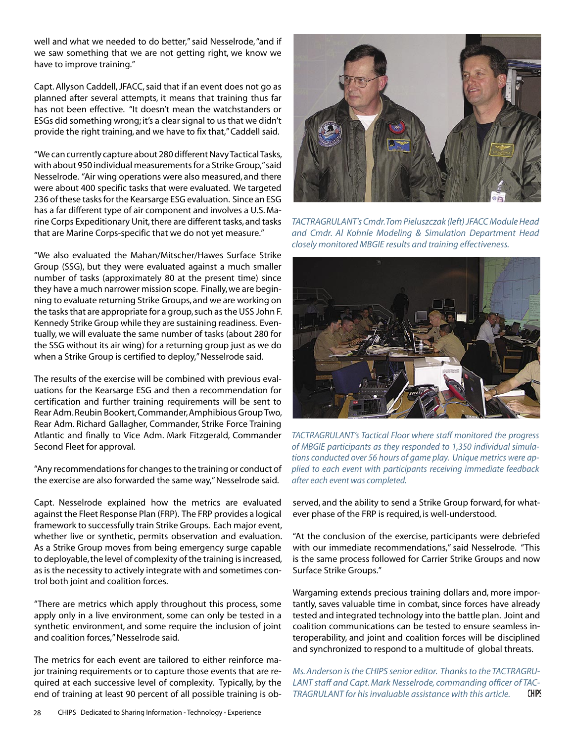well and what we needed to do better," said Nesselrode, "and if we saw something that we are not getting right, we know we have to improve training."

Capt. Allyson Caddell, JFACC, said that if an event does not go as planned after several attempts, it means that training thus far has not been effective. "It doesn't mean the watchstanders or ESGs did something wrong; it's a clear signal to us that we didn't provide the right training, and we have to fix that," Caddell said.

"We can currently capture about 280 different Navy Tactical Tasks, with about 950 individual measurements for a Strike Group," said Nesselrode. "Air wing operations were also measured, and there were about 400 specific tasks that were evaluated. We targeted 236 of these tasks for the Kearsarge ESG evaluation. Since an ESG has a far different type of air component and involves a U.S. Marine Corps Expeditionary Unit, there are different tasks, and tasks that are Marine Corps-specific that we do not yet measure."

"We also evaluated the Mahan/Mitscher/Hawes Surface Strike Group (SSG), but they were evaluated against a much smaller number of tasks (approximately 80 at the present time) since they have a much narrower mission scope. Finally, we are beginning to evaluate returning Strike Groups, and we are working on the tasks that are appropriate for a group, such as the USS John F. Kennedy Strike Group while they are sustaining readiness. Eventually, we will evaluate the same number of tasks (about 280 for the SSG without its air wing) for a returning group just as we do when a Strike Group is certified to deploy," Nesselrode said.

The results of the exercise will be combined with previous evaluations for the Kearsarge ESG and then a recommendation for certification and further training requirements will be sent to Rear Adm. Reubin Bookert, Commander, Amphibious Group Two, Rear Adm. Richard Gallagher, Commander, Strike Force Training Atlantic and finally to Vice Adm. Mark Fitzgerald, Commander Second Fleet for approval.

"Any recommendations for changes to the training or conduct of the exercise are also forwarded the same way," Nesselrode said.

Capt. Nesselrode explained how the metrics are evaluated against the Fleet Response Plan (FRP). The FRP provides a logical framework to successfully train Strike Groups. Each major event, whether live or synthetic, permits observation and evaluation. As a Strike Group moves from being emergency surge capable to deployable, the level of complexity of the training is increased, as is the necessity to actively integrate with and sometimes control both joint and coalition forces.

"There are metrics which apply throughout this process, some apply only in a live environment, some can only be tested in a synthetic environment, and some require the inclusion of joint and coalition forces," Nesselrode said.

The metrics for each event are tailored to either reinforce major training requirements or to capture those events that are required at each successive level of complexity. Typically, by the end of training at least 90 percent of all possible training is observed, and the ability to send a Strike Group forward, for whatever phase of the FRP is required, is well-understood.

*TACTRAGRULANT's Cmdr. Tom Pieluszczak (left) JFACC Module Head and Cmdr. Al Kohnle Modeling & Simulation Department Head closely monitored MBGIE results and training effectiveness.*

*TACTRAGRULANT's Tactical Floor where staff monitored the progress of MBGIE participants as they responded to 1,350 individual simulations conducted over 56 hours of game play. Unique metrics were applied to each event with participants receiving immediate feedback after each event was completed.*

"At the conclusion of the exercise, participants were debriefed with our immediate recommendations," said Nesselrode. "This is the same process followed for Carrier Strike Groups and now Surface Strike Groups."

Wargaming extends precious training dollars and, more importantly, saves valuable time in combat, since forces have already tested and integrated technology into the battle plan. Joint and coalition communications can be tested to ensure seamless interoperability, and joint and coalition forces will be disciplined and synchronized to respond to a multitude of global threats.

*Ms. Anderson is the CHIPS senior editor. Thanks to the TACTRAGRULANT staff and Capt. Mark Nesselrode, commanding officer of TACTRAGRULANT for his invaluable assistance with this article.*